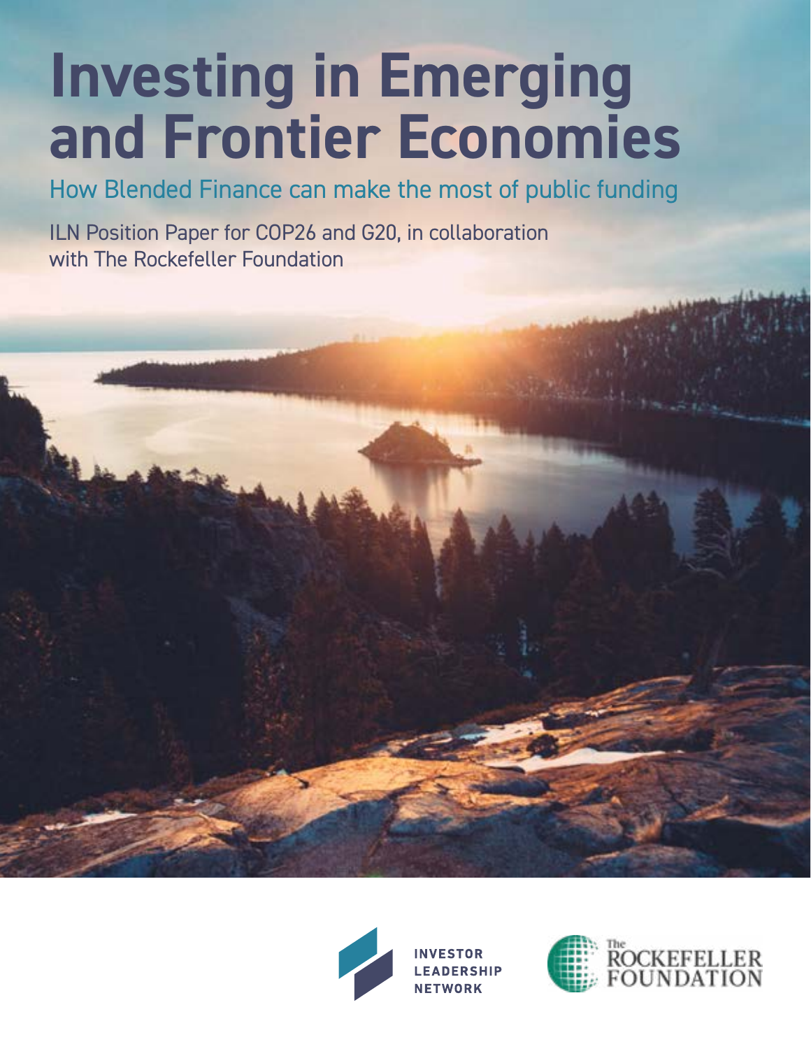# Investing in Emerging and Frontier Economies

## How Blended Finance can make the most of public funding

ILN Position Paper for COP26 and G20, in collaboration with The Rockefeller Foundation

INVESTOR LEADERSHIP NETWORK

The ROCKEFELLER FOUNDATION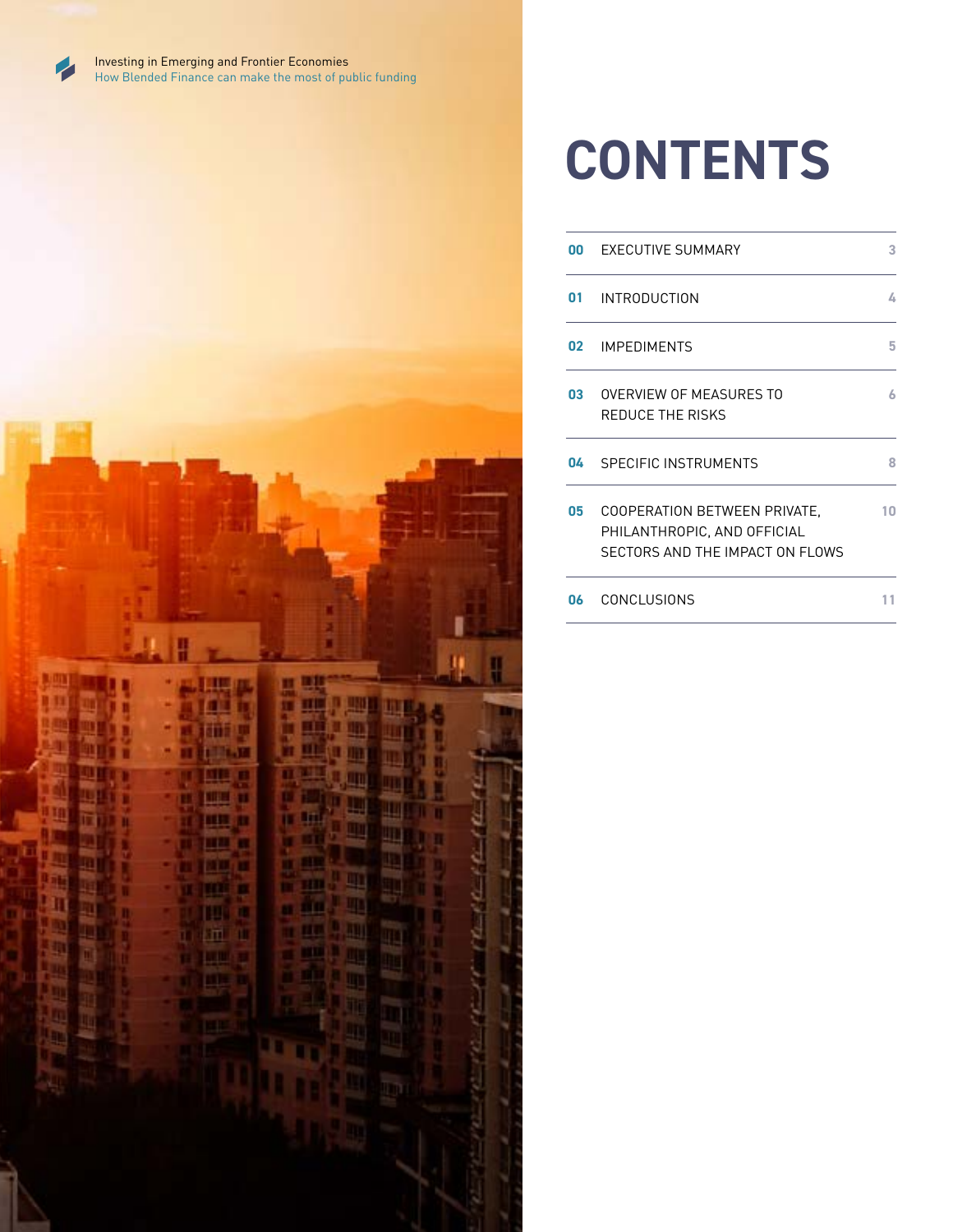# CONTENTS

| | | |
|---|---|---|
| 00 | EXECUTIVE SUMMARY | 3 |
| 01 | INTRODUCTION | 4 |
| 02 | IMPEDIMENTS | 5 |
| 03 | OVERVIEW OF MEASURES TO REDUCE THE RISKS | 6 |
| 04 | SPECIFIC INSTRUMENTS | 8 |
| 05 | COOPERATION BETWEEN PRIVATE, PHILANTHROPIC, AND OFFICIAL SECTORS AND THE IMPACT ON FLOWS | 10 |
| 06 | CONCLUSIONS | 11 |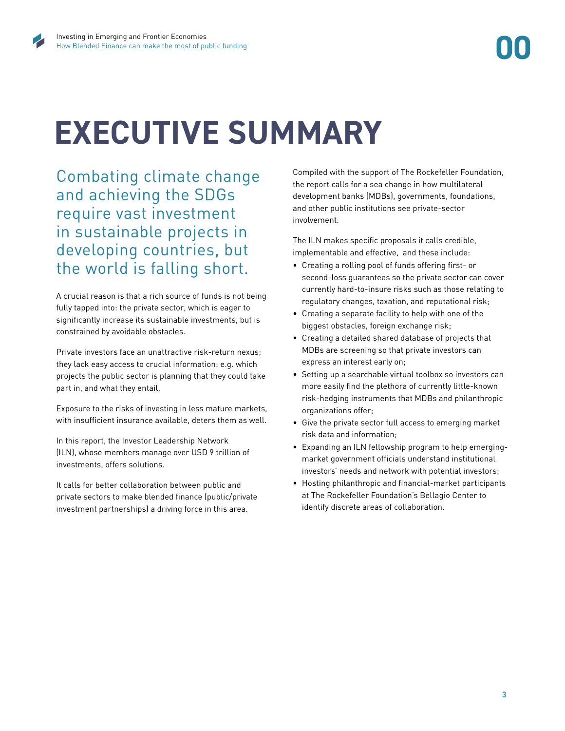# EXECUTIVE SUMMARY

Combating climate change and achieving the SDGs require vast investment in sustainable projects in developing countries, but the world is falling short.

A crucial reason is that a rich source of funds is not being fully tapped into: the private sector, which is eager to significantly increase its sustainable investments, but is constrained by avoidable obstacles.

Private investors face an unattractive risk-return nexus; they lack easy access to crucial information: e.g. which projects the public sector is planning that they could take part in, and what they entail.

Exposure to the risks of investing in less mature markets, with insufficient insurance available, deters them as well.

In this report, the Investor Leadership Network (ILN), whose members manage over USD 9 trillion of investments, offers solutions.

It calls for better collaboration between public and private sectors to make blended finance (public/private investment partnerships) a driving force in this area.

Compiled with the support of The Rockefeller Foundation, the report calls for a sea change in how multilateral development banks (MDBs), governments, foundations, and other public institutions see private-sector involvement.

The ILN makes specific proposals it calls credible, implementable and effective, and these include:

- Creating a rolling pool of funds offering first- or second-loss guarantees so the private sector can cover currently hard-to-insure risks such as those relating to regulatory changes, taxation, and reputational risk;
- Creating a separate facility to help with one of the biggest obstacles, foreign exchange risk;
- Creating a detailed shared database of projects that MDBs are screening so that private investors can express an interest early on;
- Setting up a searchable virtual toolbox so investors can more easily find the plethora of currently little-known risk-hedging instruments that MDBs and philanthropic organizations offer;
- Give the private sector full access to emerging market risk data and information;
- Expanding an ILN fellowship program to help emerging-market government officials understand institutional investors' needs and network with potential investors;
- Hosting philanthropic and financial-market participants at The Rockefeller Foundation's Bellagio Center to identify discrete areas of collaboration.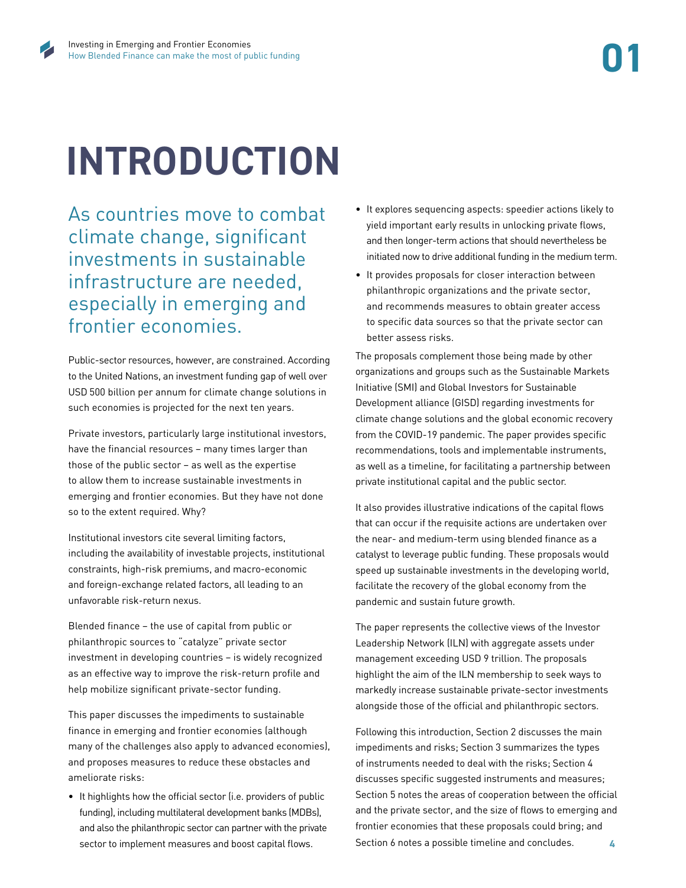# INTRODUCTION

## As countries move to combat climate change, significant investments in sustainable infrastructure are needed, especially in emerging and frontier economies.

Public-sector resources, however, are constrained. According to the United Nations, an investment funding gap of well over USD 500 billion per annum for climate change solutions in such economies is projected for the next ten years.

Private investors, particularly large institutional investors, have the financial resources – many times larger than those of the public sector – as well as the expertise to allow them to increase sustainable investments in emerging and frontier economies. But they have not done so to the extent required. Why?

Institutional investors cite several limiting factors, including the availability of investable projects, institutional constraints, high-risk premiums, and macro-economic and foreign-exchange related factors, all leading to an unfavorable risk-return nexus.

Blended finance – the use of capital from public or philanthropic sources to "catalyze" private sector investment in developing countries – is widely recognized as an effective way to improve the risk-return profile and help mobilize significant private-sector funding.

This paper discusses the impediments to sustainable finance in emerging and frontier economies (although many of the challenges also apply to advanced economies), and proposes measures to reduce these obstacles and ameliorate risks:

- It highlights how the official sector (i.e. providers of public funding), including multilateral development banks (MDBs), and also the philanthropic sector can partner with the private sector to implement measures and boost capital flows.
- It explores sequencing aspects: speedier actions likely to yield important early results in unlocking private flows, and then longer-term actions that should nevertheless be initiated now to drive additional funding in the medium term.
- It provides proposals for closer interaction between philanthropic organizations and the private sector, and recommends measures to obtain greater access to specific data sources so that the private sector can better assess risks.

The proposals complement those being made by other organizations and groups such as the Sustainable Markets Initiative (SMI) and Global Investors for Sustainable Development alliance (GISD) regarding investments for climate change solutions and the global economic recovery from the COVID-19 pandemic. The paper provides specific recommendations, tools and implementable instruments, as well as a timeline, for facilitating a partnership between private institutional capital and the public sector.

It also provides illustrative indications of the capital flows that can occur if the requisite actions are undertaken over the near- and medium-term using blended finance as a catalyst to leverage public funding. These proposals would speed up sustainable investments in the developing world, facilitate the recovery of the global economy from the pandemic and sustain future growth.

The paper represents the collective views of the Investor Leadership Network (ILN) with aggregate assets under management exceeding USD 9 trillion. The proposals highlight the aim of the ILN membership to seek ways to markedly increase sustainable private-sector investments alongside those of the official and philanthropic sectors.

Following this introduction, Section 2 discusses the main impediments and risks; Section 3 summarizes the types of instruments needed to deal with the risks; Section 4 discusses specific suggested instruments and measures; Section 5 notes the areas of cooperation between the official and the private sector, and the size of flows to emerging and frontier economies that these proposals could bring; and Section 6 notes a possible timeline and concludes.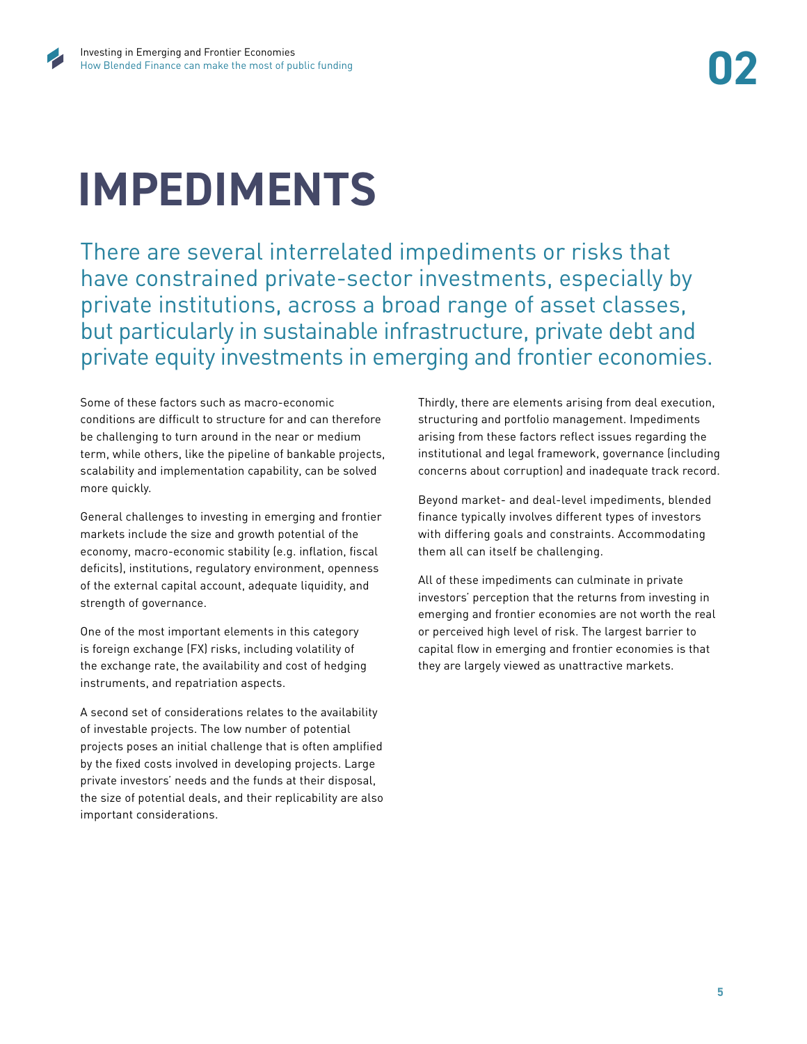# IMPEDIMENTS

There are several interrelated impediments or risks that have constrained private-sector investments, especially by private institutions, across a broad range of asset classes, but particularly in sustainable infrastructure, private debt and private equity investments in emerging and frontier economies.

Some of these factors such as macro-economic conditions are difficult to structure for and can therefore be challenging to turn around in the near or medium term, while others, like the pipeline of bankable projects, scalability and implementation capability, can be solved more quickly.

General challenges to investing in emerging and frontier markets include the size and growth potential of the economy, macro-economic stability (e.g. inflation, fiscal deficits), institutions, regulatory environment, openness of the external capital account, adequate liquidity, and strength of governance.

One of the most important elements in this category is foreign exchange (FX) risks, including volatility of the exchange rate, the availability and cost of hedging instruments, and repatriation aspects.

A second set of considerations relates to the availability of investable projects. The low number of potential projects poses an initial challenge that is often amplified by the fixed costs involved in developing projects. Large private investors' needs and the funds at their disposal, the size of potential deals, and their replicability are also important considerations.

Thirdly, there are elements arising from deal execution, structuring and portfolio management. Impediments arising from these factors reflect issues regarding the institutional and legal framework, governance (including concerns about corruption) and inadequate track record.

Beyond market- and deal-level impediments, blended finance typically involves different types of investors with differing goals and constraints. Accommodating them all can itself be challenging.

All of these impediments can culminate in private investors' perception that the returns from investing in emerging and frontier economies are not worth the real or perceived high level of risk. The largest barrier to capital flow in emerging and frontier economies is that they are largely viewed as unattractive markets.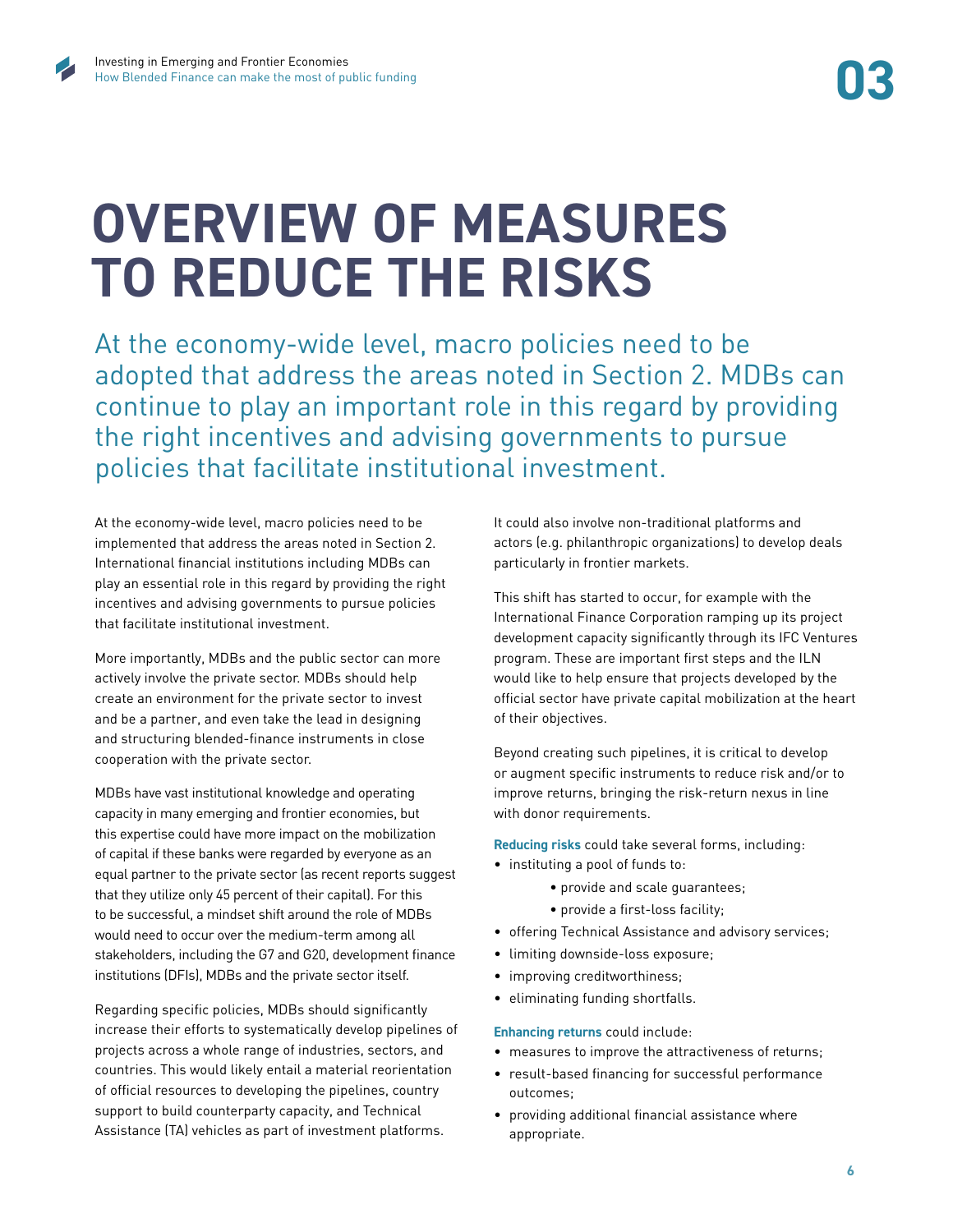# 03

# OVERVIEW OF MEASURES TO REDUCE THE RISKS

At the economy-wide level, macro policies need to be adopted that address the areas noted in Section 2. MDBs can continue to play an important role in this regard by providing the right incentives and advising governments to pursue policies that facilitate institutional investment.

At the economy-wide level, macro policies need to be implemented that address the areas noted in Section 2. International financial institutions including MDBs can play an essential role in this regard by providing the right incentives and advising governments to pursue policies that facilitate institutional investment.

More importantly, MDBs and the public sector can more actively involve the private sector. MDBs should help create an environment for the private sector to invest and be a partner, and even take the lead in designing and structuring blended-finance instruments in close cooperation with the private sector.

MDBs have vast institutional knowledge and operating capacity in many emerging and frontier economies, but this expertise could have more impact on the mobilization of capital if these banks were regarded by everyone as an equal partner to the private sector (as recent reports suggest that they utilize only 45 percent of their capital). For this to be successful, a mindset shift around the role of MDBs would need to occur over the medium-term among all stakeholders, including the G7 and G20, development finance institutions (DFIs), MDBs and the private sector itself.

Regarding specific policies, MDBs should significantly increase their efforts to systematically develop pipelines of projects across a whole range of industries, sectors, and countries. This would likely entail a material reorientation of official resources to developing the pipelines, country support to build counterparty capacity, and Technical Assistance (TA) vehicles as part of investment platforms.

It could also involve non-traditional platforms and actors (e.g. philanthropic organizations) to develop deals particularly in frontier markets.

This shift has started to occur, for example with the International Finance Corporation ramping up its project development capacity significantly through its IFC Ventures program. These are important first steps and the ILN would like to help ensure that projects developed by the official sector have private capital mobilization at the heart of their objectives.

Beyond creating such pipelines, it is critical to develop or augment specific instruments to reduce risk and/or to improve returns, bringing the risk-return nexus in line with donor requirements.

**Reducing risks** could take several forms, including:

- instituting a pool of funds to:
  - provide and scale guarantees;
  - provide a first-loss facility;
- offering Technical Assistance and advisory services;
- limiting downside-loss exposure;
- improving creditworthiness;
- eliminating funding shortfalls.

**Enhancing returns** could include:

- measures to improve the attractiveness of returns;
- result-based financing for successful performance outcomes;
- providing additional financial assistance where appropriate.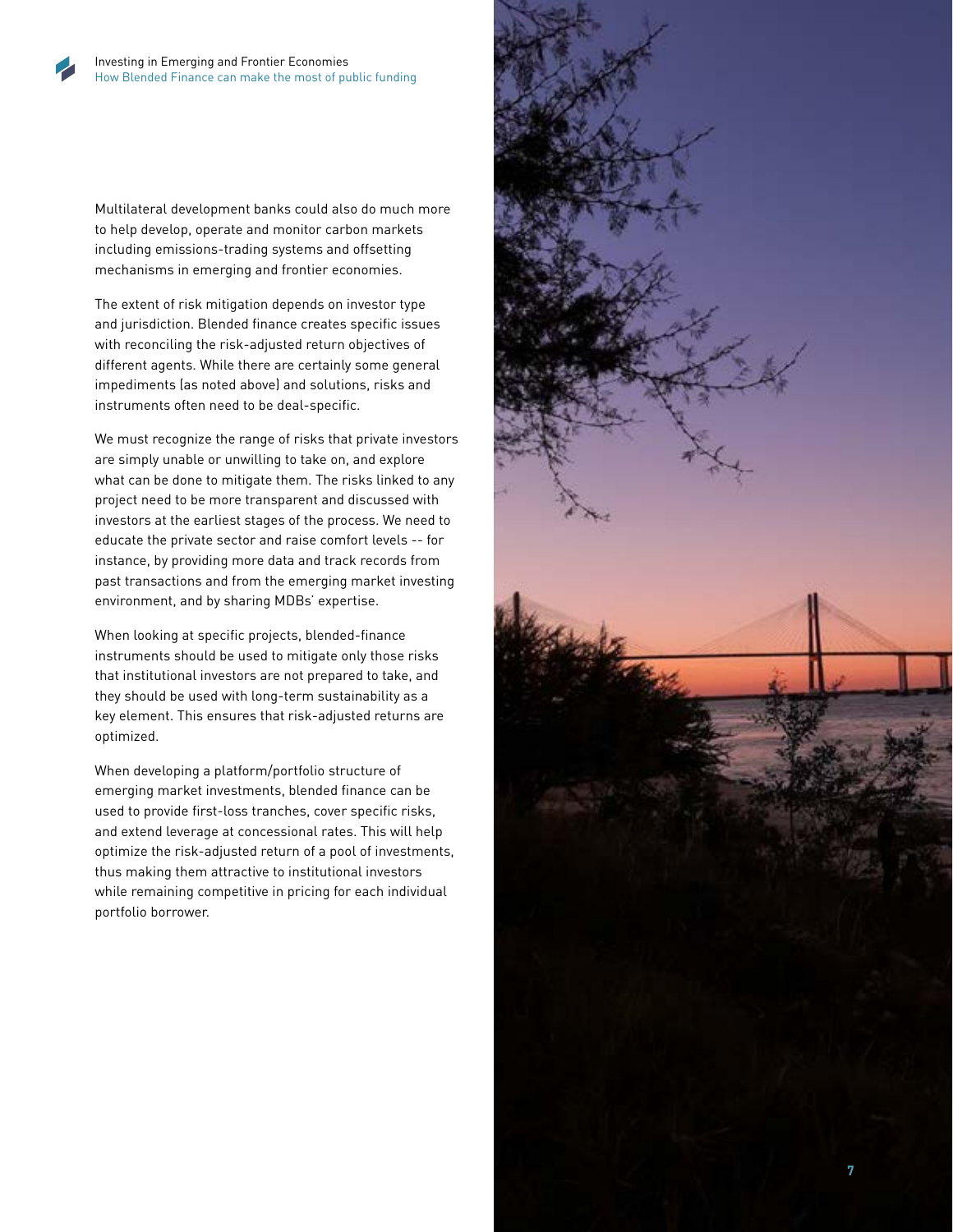Multilateral development banks could also do much more to help develop, operate and monitor carbon markets including emissions-trading systems and offsetting mechanisms in emerging and frontier economies.

The extent of risk mitigation depends on investor type and jurisdiction. Blended finance creates specific issues with reconciling the risk-adjusted return objectives of different agents. While there are certainly some general impediments (as noted above) and solutions, risks and instruments often need to be deal-specific.

We must recognize the range of risks that private investors are simply unable or unwilling to take on, and explore what can be done to mitigate them. The risks linked to any project need to be more transparent and discussed with investors at the earliest stages of the process. We need to educate the private sector and raise comfort levels -- for instance, by providing more data and track records from past transactions and from the emerging market investing environment, and by sharing MDBs' expertise.

When looking at specific projects, blended-finance instruments should be used to mitigate only those risks that institutional investors are not prepared to take, and they should be used with long-term sustainability as a key element. This ensures that risk-adjusted returns are optimized.

When developing a platform/portfolio structure of emerging market investments, blended finance can be used to provide first-loss tranches, cover specific risks, and extend leverage at concessional rates. This will help optimize the risk-adjusted return of a pool of investments, thus making them attractive to institutional investors while remaining competitive in pricing for each individual portfolio borrower.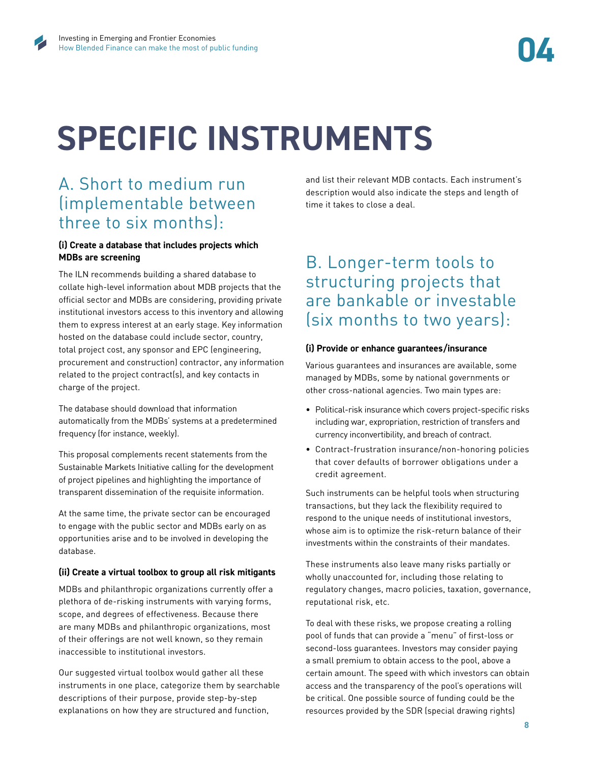# SPECIFIC INSTRUMENTS

## A. Short to medium run (implementable between three to six months):

**(i) Create a database that includes projects which MDBs are screening**

The ILN recommends building a shared database to collate high-level information about MDB projects that the official sector and MDBs are considering, providing private institutional investors access to this inventory and allowing them to express interest at an early stage. Key information hosted on the database could include sector, country, total project cost, any sponsor and EPC (engineering, procurement and construction) contractor, any information related to the project contract(s), and key contacts in charge of the project.

The database should download that information automatically from the MDBs' systems at a predetermined frequency (for instance, weekly).

This proposal complements recent statements from the Sustainable Markets Initiative calling for the development of project pipelines and highlighting the importance of transparent dissemination of the requisite information.

At the same time, the private sector can be encouraged to engage with the public sector and MDBs early on as opportunities arise and to be involved in developing the database.

**(ii) Create a virtual toolbox to group all risk mitigants**

MDBs and philanthropic organizations currently offer a plethora of de-risking instruments with varying forms, scope, and degrees of effectiveness. Because there are many MDBs and philanthropic organizations, most of their offerings are not well known, so they remain inaccessible to institutional investors.

Our suggested virtual toolbox would gather all these instruments in one place, categorize them by searchable descriptions of their purpose, provide step-by-step explanations on how they are structured and function, and list their relevant MDB contacts. Each instrument's description would also indicate the steps and length of time it takes to close a deal.

## B. Longer-term tools to structuring projects that are bankable or investable (six months to two years):

**(i) Provide or enhance guarantees/insurance**

Various guarantees and insurances are available, some managed by MDBs, some by national governments or other cross-national agencies. Two main types are:

- Political-risk insurance which covers project-specific risks including war, expropriation, restriction of transfers and currency inconvertibility, and breach of contract.
- Contract-frustration insurance/non-honoring policies that cover defaults of borrower obligations under a credit agreement.

Such instruments can be helpful tools when structuring transactions, but they lack the flexibility required to respond to the unique needs of institutional investors, whose aim is to optimize the risk-return balance of their investments within the constraints of their mandates.

These instruments also leave many risks partially or wholly unaccounted for, including those relating to regulatory changes, macro policies, taxation, governance, reputational risk, etc.

To deal with these risks, we propose creating a rolling pool of funds that can provide a "menu" of first-loss or second-loss guarantees. Investors may consider paying a small premium to obtain access to the pool, above a certain amount. The speed with which investors can obtain access and the transparency of the pool's operations will be critical. One possible source of funding could be the resources provided by the SDR (special drawing rights)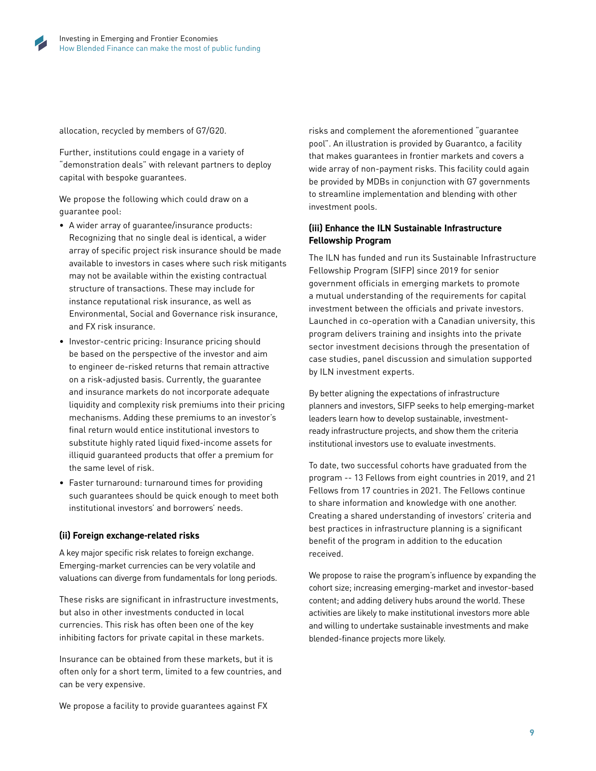allocation, recycled by members of G7/G20.

Further, institutions could engage in a variety of "demonstration deals" with relevant partners to deploy capital with bespoke guarantees.

We propose the following which could draw on a guarantee pool:

- A wider array of guarantee/insurance products: Recognizing that no single deal is identical, a wider array of specific project risk insurance should be made available to investors in cases where such risk mitigants may not be available within the existing contractual structure of transactions. These may include for instance reputational risk insurance, as well as Environmental, Social and Governance risk insurance, and FX risk insurance.
- Investor-centric pricing: Insurance pricing should be based on the perspective of the investor and aim to engineer de-risked returns that remain attractive on a risk-adjusted basis. Currently, the guarantee and insurance markets do not incorporate adequate liquidity and complexity risk premiums into their pricing mechanisms. Adding these premiums to an investor's final return would entice institutional investors to substitute highly rated liquid fixed-income assets for illiquid guaranteed products that offer a premium for the same level of risk.
- Faster turnaround: turnaround times for providing such guarantees should be quick enough to meet both institutional investors' and borrowers' needs.

### (ii) Foreign exchange-related risks

A key major specific risk relates to foreign exchange. Emerging-market currencies can be very volatile and valuations can diverge from fundamentals for long periods.

These risks are significant in infrastructure investments, but also in other investments conducted in local currencies. This risk has often been one of the key inhibiting factors for private capital in these markets.

Insurance can be obtained from these markets, but it is often only for a short term, limited to a few countries, and can be very expensive.

We propose a facility to provide guarantees against FX risks and complement the aforementioned "guarantee pool". An illustration is provided by Guarantco, a facility that makes guarantees in frontier markets and covers a wide array of non-payment risks. This facility could again be provided by MDBs in conjunction with G7 governments to streamline implementation and blending with other investment pools.

### (iii) Enhance the ILN Sustainable Infrastructure Fellowship Program

The ILN has funded and run its Sustainable Infrastructure Fellowship Program (SIFP) since 2019 for senior government officials in emerging markets to promote a mutual understanding of the requirements for capital investment between the officials and private investors. Launched in co-operation with a Canadian university, this program delivers training and insights into the private sector investment decisions through the presentation of case studies, panel discussion and simulation supported by ILN investment experts.

By better aligning the expectations of infrastructure planners and investors, SIFP seeks to help emerging-market leaders learn how to develop sustainable, investment-ready infrastructure projects, and show them the criteria institutional investors use to evaluate investments.

To date, two successful cohorts have graduated from the program -- 13 Fellows from eight countries in 2019, and 21 Fellows from 17 countries in 2021. The Fellows continue to share information and knowledge with one another. Creating a shared understanding of investors' criteria and best practices in infrastructure planning is a significant benefit of the program in addition to the education received.

We propose to raise the program's influence by expanding the cohort size; increasing emerging-market and investor-based content; and adding delivery hubs around the world. These activities are likely to make institutional investors more able and willing to undertake sustainable investments and make blended-finance projects more likely.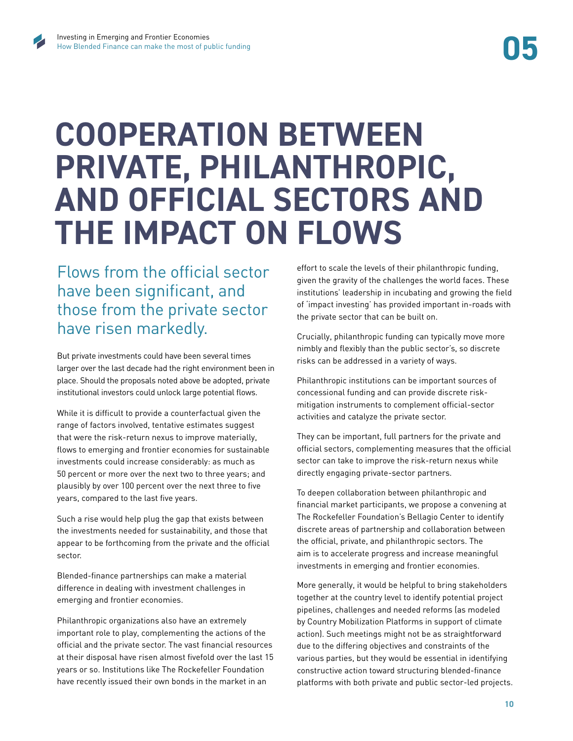# COOPERATION BETWEEN PRIVATE, PHILANTHROPIC, AND OFFICIAL SECTORS AND THE IMPACT ON FLOWS

## Flows from the official sector have been significant, and those from the private sector have risen markedly.

But private investments could have been several times larger over the last decade had the right environment been in place. Should the proposals noted above be adopted, private institutional investors could unlock large potential flows.

While it is difficult to provide a counterfactual given the range of factors involved, tentative estimates suggest that were the risk-return nexus to improve materially, flows to emerging and frontier economies for sustainable investments could increase considerably: as much as 50 percent or more over the next two to three years; and plausibly by over 100 percent over the next three to five years, compared to the last five years.

Such a rise would help plug the gap that exists between the investments needed for sustainability, and those that appear to be forthcoming from the private and the official sector.

Blended-finance partnerships can make a material difference in dealing with investment challenges in emerging and frontier economies.

Philanthropic organizations also have an extremely important role to play, complementing the actions of the official and the private sector. The vast financial resources at their disposal have risen almost fivefold over the last 15 years or so. Institutions like The Rockefeller Foundation have recently issued their own bonds in the market in an effort to scale the levels of their philanthropic funding, given the gravity of the challenges the world faces. These institutions' leadership in incubating and growing the field of 'impact investing' has provided important in-roads with the private sector that can be built on.

Crucially, philanthropic funding can typically move more nimbly and flexibly than the public sector's, so discrete risks can be addressed in a variety of ways.

Philanthropic institutions can be important sources of concessional funding and can provide discrete risk-mitigation instruments to complement official-sector activities and catalyze the private sector.

They can be important, full partners for the private and official sectors, complementing measures that the official sector can take to improve the risk-return nexus while directly engaging private-sector partners.

To deepen collaboration between philanthropic and financial market participants, we propose a convening at The Rockefeller Foundation's Bellagio Center to identify discrete areas of partnership and collaboration between the official, private, and philanthropic sectors. The aim is to accelerate progress and increase meaningful investments in emerging and frontier economies.

More generally, it would be helpful to bring stakeholders together at the country level to identify potential project pipelines, challenges and needed reforms (as modeled by Country Mobilization Platforms in support of climate action). Such meetings might not be as straightforward due to the differing objectives and constraints of the various parties, but they would be essential in identifying constructive action toward structuring blended-finance platforms with both private and public sector-led projects.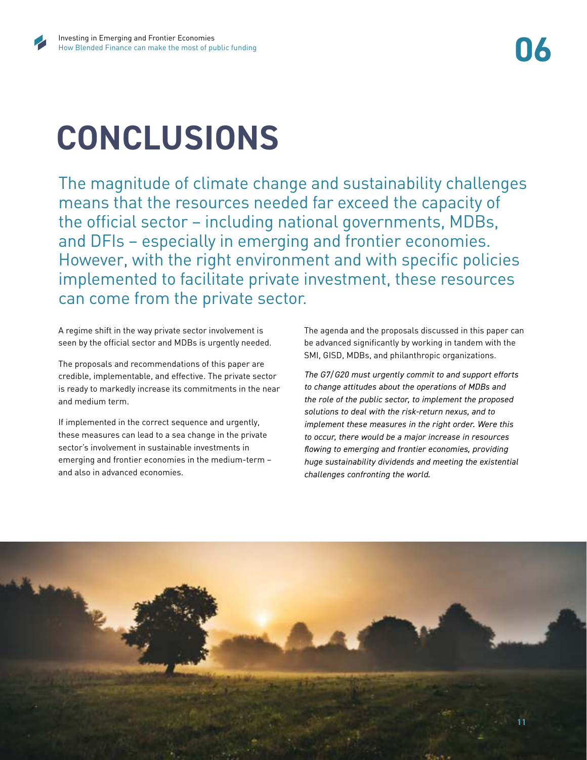# CONCLUSIONS

The magnitude of climate change and sustainability challenges means that the resources needed far exceed the capacity of the official sector – including national governments, MDBs, and DFIs – especially in emerging and frontier economies. However, with the right environment and with specific policies implemented to facilitate private investment, these resources can come from the private sector.

A regime shift in the way private sector involvement is seen by the official sector and MDBs is urgently needed.

The proposals and recommendations of this paper are credible, implementable, and effective. The private sector is ready to markedly increase its commitments in the near and medium term.

If implemented in the correct sequence and urgently, these measures can lead to a sea change in the private sector's involvement in sustainable investments in emerging and frontier economies in the medium-term – and also in advanced economies.

The agenda and the proposals discussed in this paper can be advanced significantly by working in tandem with the SMI, GISD, MDBs, and philanthropic organizations.

*The G7/G20 must urgently commit to and support efforts to change attitudes about the operations of MDBs and the role of the public sector, to implement the proposed solutions to deal with the risk-return nexus, and to implement these measures in the right order. Were this to occur, there would be a major increase in resources flowing to emerging and frontier economies, providing huge sustainability dividends and meeting the existential challenges confronting the world.*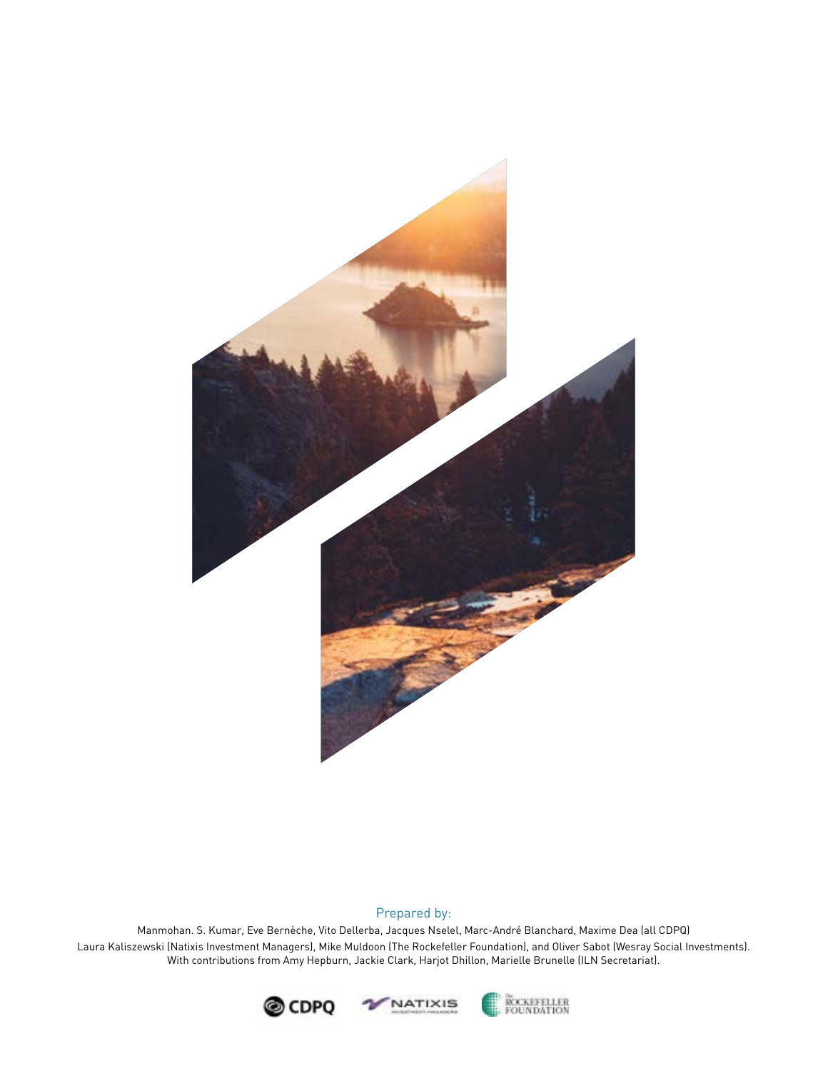Prepared by:

Manmohan. S. Kumar, Eve Bernèche, Vito Dellerba, Jacques Nselel, Marc-André Blanchard, Maxime Dea (all CDPQ)
Laura Kaliszewski (Natixis Investment Managers), Mike Muldoon (The Rockefeller Foundation), and Oliver Sabot (Wesray Social Investments).
With contributions from Amy Hepburn, Jackie Clark, Harjot Dhillon, Marielle Brunelle (ILN Secretariat).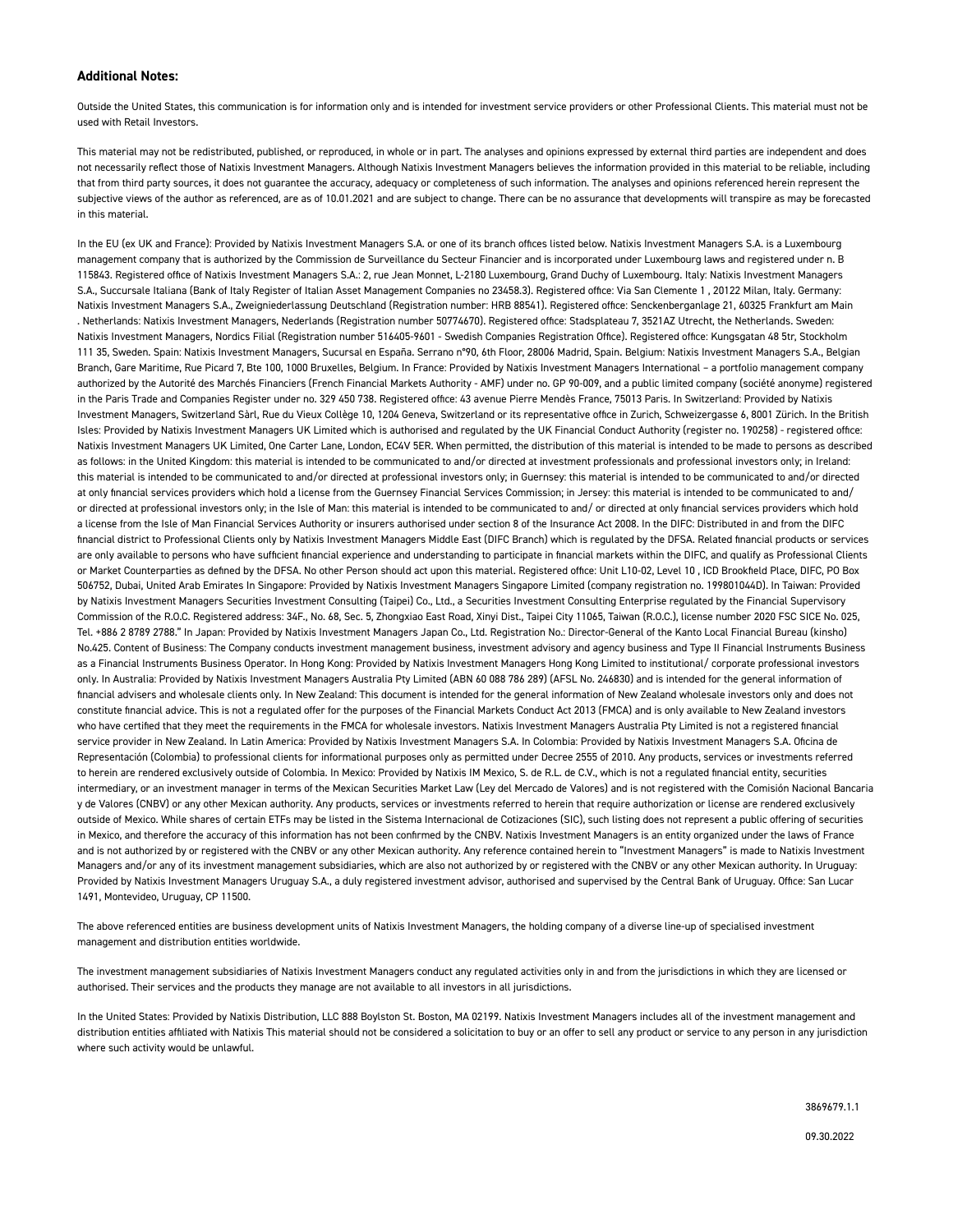**Additional Notes:**

Outside the United States, this communication is for information only and is intended for investment service providers or other Professional Clients. This material must not be used with Retail Investors.

This material may not be redistributed, published, or reproduced, in whole or in part. The analyses and opinions expressed by external third parties are independent and does not necessarily reflect those of Natixis Investment Managers. Although Natixis Investment Managers believes the information provided in this material to be reliable, including that from third party sources, it does not guarantee the accuracy, adequacy or completeness of such information. The analyses and opinions referenced herein represent the subjective views of the author as referenced, are as of 10.01.2021 and are subject to change. There can be no assurance that developments will transpire as may be forecasted in this material.

In the EU (ex UK and France): Provided by Natixis Investment Managers S.A. or one of its branch offices listed below. Natixis Investment Managers S.A. is a Luxembourg management company that is authorized by the Commission de Surveillance du Secteur Financier and is incorporated under Luxembourg laws and registered under n. B 115843. Registered office of Natixis Investment Managers S.A.: 2, rue Jean Monnet, L-2180 Luxembourg, Grand Duchy of Luxembourg. Italy: Natixis Investment Managers S.A., Succursale Italiana (Bank of Italy Register of Italian Asset Management Companies no 23458.3). Registered office: Via San Clemente 1 , 20122 Milan, Italy. Germany: Natixis Investment Managers S.A., Zweigniederlassung Deutschland (Registration number: HRB 88541). Registered office: Senckenberganlage 21, 60325 Frankfurt am Main . Netherlands: Natixis Investment Managers, Nederlands (Registration number 50774670). Registered office: Stadsplateau 7, 3521AZ Utrecht, the Netherlands. Sweden: Natixis Investment Managers, Nordics Filial (Registration number 516405-9601 - Swedish Companies Registration Office). Registered office: Kungsgatan 48 5tr, Stockholm 111 35, Sweden. Spain: Natixis Investment Managers, Sucursal en España. Serrano n°90, 6th Floor, 28006 Madrid, Spain. Belgium: Natixis Investment Managers S.A., Belgian Branch, Gare Maritime, Rue Picard 7, Bte 100, 1000 Bruxelles, Belgium. In France: Provided by Natixis Investment Managers International – a portfolio management company authorized by the Autorité des Marchés Financiers (French Financial Markets Authority - AMF) under no. GP 90-009, and a public limited company (société anonyme) registered in the Paris Trade and Companies Register under no. 329 450 738. Registered office: 43 avenue Pierre Mendès France, 75013 Paris. In Switzerland: Provided by Natixis Investment Managers, Switzerland Sàrl, Rue du Vieux Collège 10, 1204 Geneva, Switzerland or its representative office in Zurich, Schweizergasse 6, 8001 Zürich. In the British Isles: Provided by Natixis Investment Managers UK Limited which is authorised and regulated by the UK Financial Conduct Authority (register no. 190258) - registered office: Natixis Investment Managers UK Limited, One Carter Lane, London, EC4V 5ER. When permitted, the distribution of this material is intended to be made to persons as described as follows: in the United Kingdom: this material is intended to be communicated to and/or directed at investment professionals and professional investors only; in Ireland: this material is intended to be communicated to and/or directed at professional investors only; in Guernsey: this material is intended to be communicated to and/or directed at only financial services providers which hold a license from the Guernsey Financial Services Commission; in Jersey: this material is intended to be communicated to and/ or directed at professional investors only; in the Isle of Man: this material is intended to be communicated to and/ or directed at only financial services providers which hold a license from the Isle of Man Financial Services Authority or insurers authorised under section 8 of the Insurance Act 2008. In the DIFC: Distributed in and from the DIFC financial district to Professional Clients only by Natixis Investment Managers Middle East (DIFC Branch) which is regulated by the DFSA. Related financial products or services are only available to persons who have sufficient financial experience and understanding to participate in financial markets within the DIFC, and qualify as Professional Clients or Market Counterparties as defined by the DFSA. No other Person should act upon this material. Registered office: Unit L10-02, Level 10 , ICD Brookfield Place, DIFC, PO Box 506752, Dubai, United Arab Emirates In Singapore: Provided by Natixis Investment Managers Singapore Limited (company registration no. 199801044D). In Taiwan: Provided by Natixis Investment Managers Securities Investment Consulting (Taipei) Co., Ltd., a Securities Investment Consulting Enterprise regulated by the Financial Supervisory Commission of the R.O.C. Registered address: 34F., No. 68, Sec. 5, Zhongxiao East Road, Xinyi Dist., Taipei City 11065, Taiwan (R.O.C.), license number 2020 FSC SICE No. 025, Tel. +886 2 8789 2788." In Japan: Provided by Natixis Investment Managers Japan Co., Ltd. Registration No.: Director-General of the Kanto Local Financial Bureau (kinsho) No.425. Content of Business: The Company conducts investment management business, investment advisory and agency business and Type II Financial Instruments Business as a Financial Instruments Business Operator. In Hong Kong: Provided by Natixis Investment Managers Hong Kong Limited to institutional/ corporate professional investors only. In Australia: Provided by Natixis Investment Managers Australia Pty Limited (ABN 60 088 786 289) (AFSL No. 246830) and is intended for the general information of financial advisers and wholesale clients only. In New Zealand: This document is intended for the general information of New Zealand wholesale investors only and does not constitute financial advice. This is not a regulated offer for the purposes of the Financial Markets Conduct Act 2013 (FMCA) and is only available to New Zealand investors who have certified that they meet the requirements in the FMCA for wholesale investors. Natixis Investment Managers Australia Pty Limited is not a registered financial service provider in New Zealand. In Latin America: Provided by Natixis Investment Managers S.A. In Colombia: Provided by Natixis Investment Managers S.A. Oficina de Representación (Colombia) to professional clients for informational purposes only as permitted under Decree 2555 of 2010. Any products, services or investments referred to herein are rendered exclusively outside of Colombia. In Mexico: Provided by Natixis IM Mexico, S. de R.L. de C.V., which is not a regulated financial entity, securities intermediary, or an investment manager in terms of the Mexican Securities Market Law (Ley del Mercado de Valores) and is not registered with the Comisión Nacional Bancaria y de Valores (CNBV) or any other Mexican authority. Any products, services or investments referred to herein that require authorization or license are rendered exclusively outside of Mexico. While shares of certain ETFs may be listed in the Sistema Internacional de Cotizaciones (SIC), such listing does not represent a public offering of securities in Mexico, and therefore the accuracy of this information has not been confirmed by the CNBV. Natixis Investment Managers is an entity organized under the laws of France and is not authorized by or registered with the CNBV or any other Mexican authority. Any reference contained herein to "Investment Managers" is made to Natixis Investment Managers and/or any of its investment management subsidiaries, which are also not authorized by or registered with the CNBV or any other Mexican authority. In Uruguay: Provided by Natixis Investment Managers Uruguay S.A., a duly registered investment advisor, authorised and supervised by the Central Bank of Uruguay. Office: San Lucar 1491, Montevideo, Uruguay, CP 11500.

The above referenced entities are business development units of Natixis Investment Managers, the holding company of a diverse line-up of specialised investment management and distribution entities worldwide.

The investment management subsidiaries of Natixis Investment Managers conduct any regulated activities only in and from the jurisdictions in which they are licensed or authorised. Their services and the products they manage are not available to all investors in all jurisdictions.

In the United States: Provided by Natixis Distribution, LLC 888 Boylston St. Boston, MA 02199. Natixis Investment Managers includes all of the investment management and distribution entities affiliated with Natixis This material should not be considered a solicitation to buy or an offer to sell any product or service to any person in any jurisdiction where such activity would be unlawful.

3869679.1.1

09.30.2022